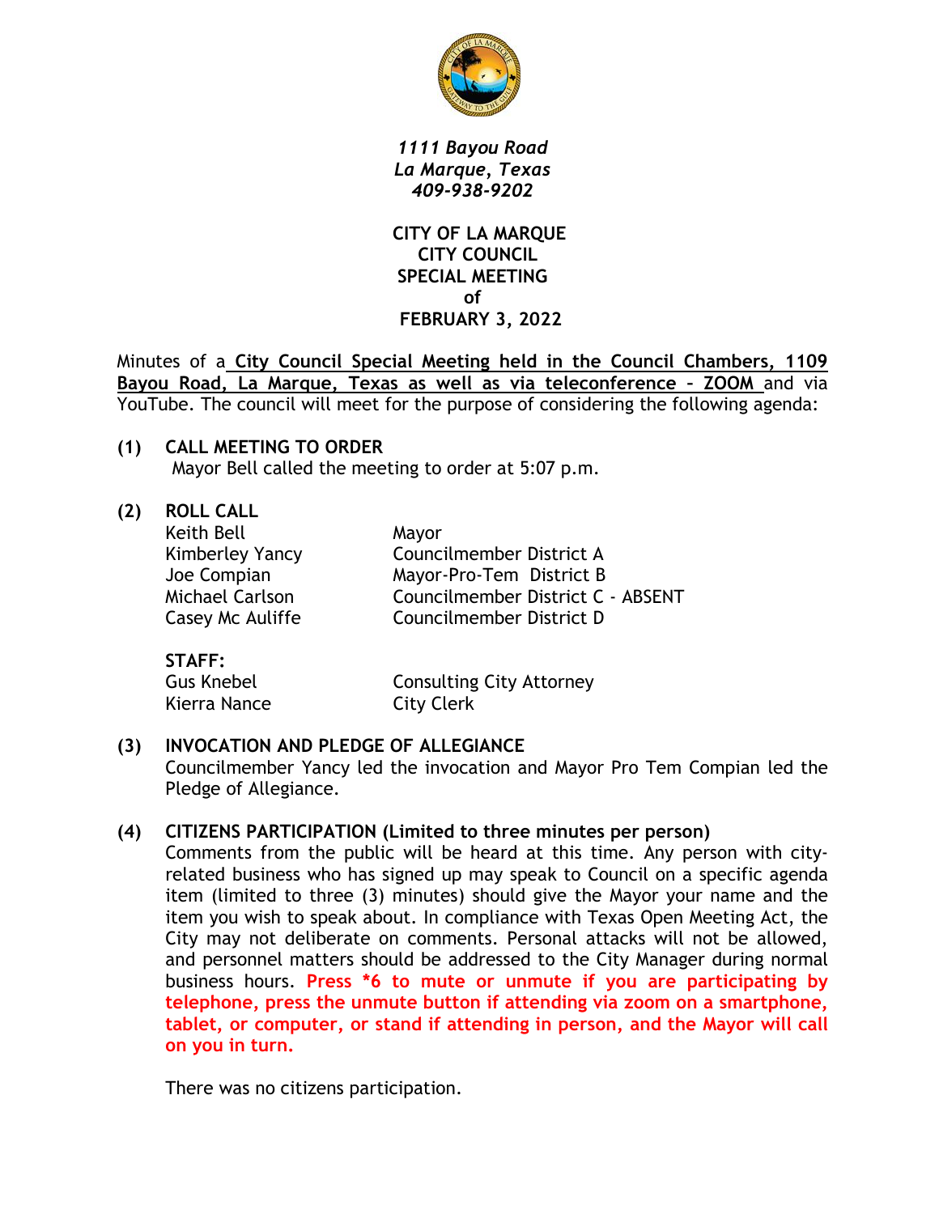*1111 Bayou Road*
*La Marque, Texas*
*409-938-9202*

**CITY OF LA MARQUE**
**CITY COUNCIL**
**SPECIAL MEETING**
**of**
**FEBRUARY 3, 2022**

Minutes of a **City Council Special Meeting held in the Council Chambers, 1109 Bayou Road, La Marque, Texas as well as via teleconference – ZOOM** and via YouTube. The council will meet for the purpose of considering the following agenda:

**(1) CALL MEETING TO ORDER**

Mayor Bell called the meeting to order at 5:07 p.m.

**(2) ROLL CALL**

| | |
|---|---|
| Keith Bell | Mayor |
| Kimberley Yancy | Councilmember District A |
| Joe Compian | Mayor-Pro-Tem District B |
| Michael Carlson | Councilmember District C - ABSENT |
| Casey Mc Auliffe | Councilmember District D |

**STAFF:**

| | |
|---|---|
| Gus Knebel | Consulting City Attorney |
| Kierra Nance | City Clerk |

**(3) INVOCATION AND PLEDGE OF ALLEGIANCE**

Councilmember Yancy led the invocation and Mayor Pro Tem Compian led the Pledge of Allegiance.

**(4) CITIZENS PARTICIPATION (Limited to three minutes per person)**

Comments from the public will be heard at this time. Any person with city-related business who has signed up may speak to Council on a specific agenda item (limited to three (3) minutes) should give the Mayor your name and the item you wish to speak about. In compliance with Texas Open Meeting Act, the City may not deliberate on comments. Personal attacks will not be allowed, and personnel matters should be addressed to the City Manager during normal business hours. **Press *6 to mute or unmute if you are participating by telephone, press the unmute button if attending via zoom on a smartphone, tablet, or computer, or stand if attending in person, and the Mayor will call on you in turn.**

There was no citizens participation.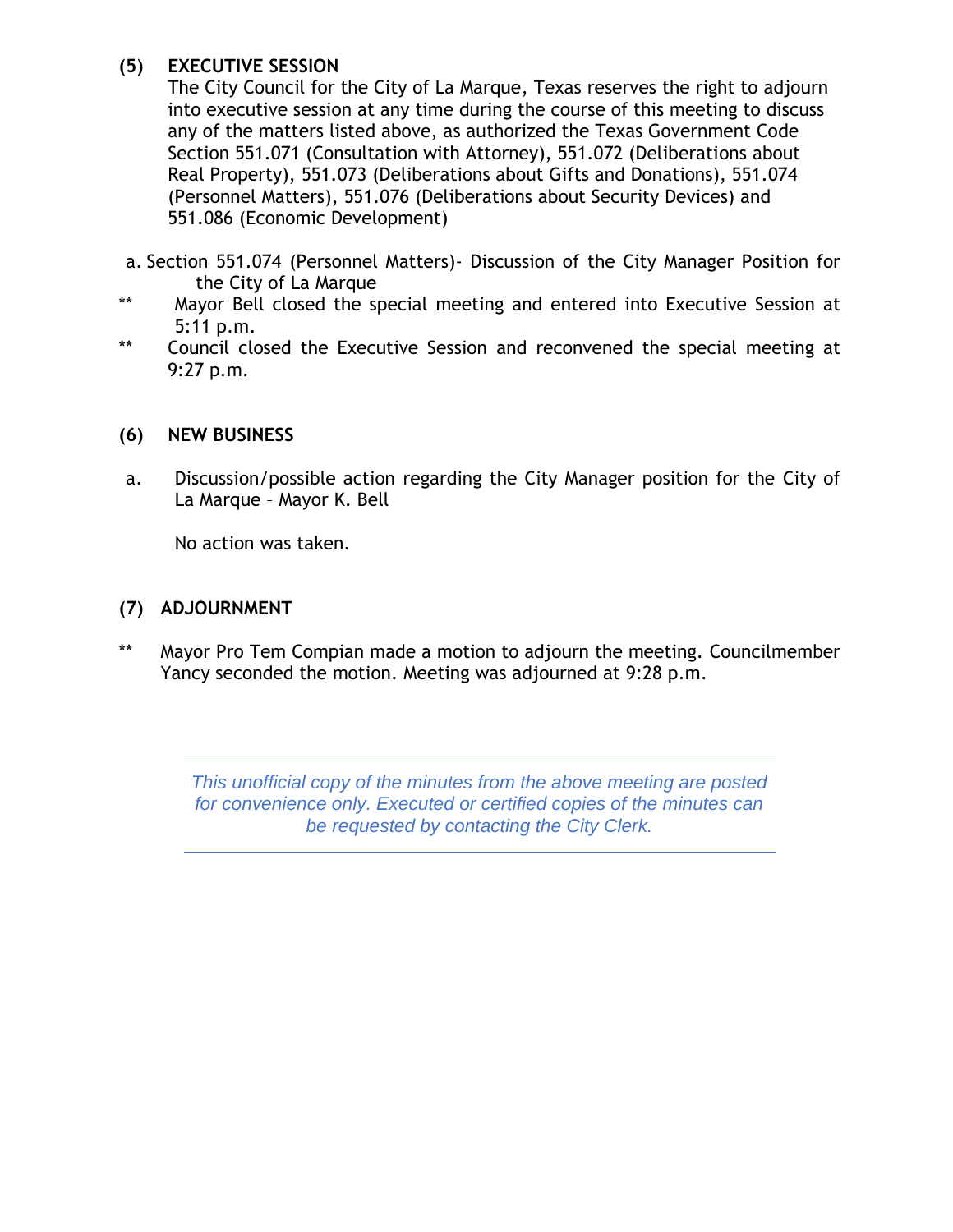## (5) EXECUTIVE SESSION

The City Council for the City of La Marque, Texas reserves the right to adjourn into executive session at any time during the course of this meeting to discuss any of the matters listed above, as authorized the Texas Government Code Section 551.071 (Consultation with Attorney), 551.072 (Deliberations about Real Property), 551.073 (Deliberations about Gifts and Donations), 551.074 (Personnel Matters), 551.076 (Deliberations about Security Devices) and 551.086 (Economic Development)

a. Section 551.074 (Personnel Matters)- Discussion of the City Manager Position for the City of La Marque

** Mayor Bell closed the special meeting and entered into Executive Session at 5:11 p.m.

** Council closed the Executive Session and reconvened the special meeting at 9:27 p.m.

## (6) NEW BUSINESS

a. Discussion/possible action regarding the City Manager position for the City of La Marque – Mayor K. Bell

No action was taken.

## (7) ADJOURNMENT

** Mayor Pro Tem Compian made a motion to adjourn the meeting. Councilmember Yancy seconded the motion. Meeting was adjourned at 9:28 p.m.

---

*This unofficial copy of the minutes from the above meeting are posted for convenience only. Executed or certified copies of the minutes can be requested by contacting the City Clerk.*

---